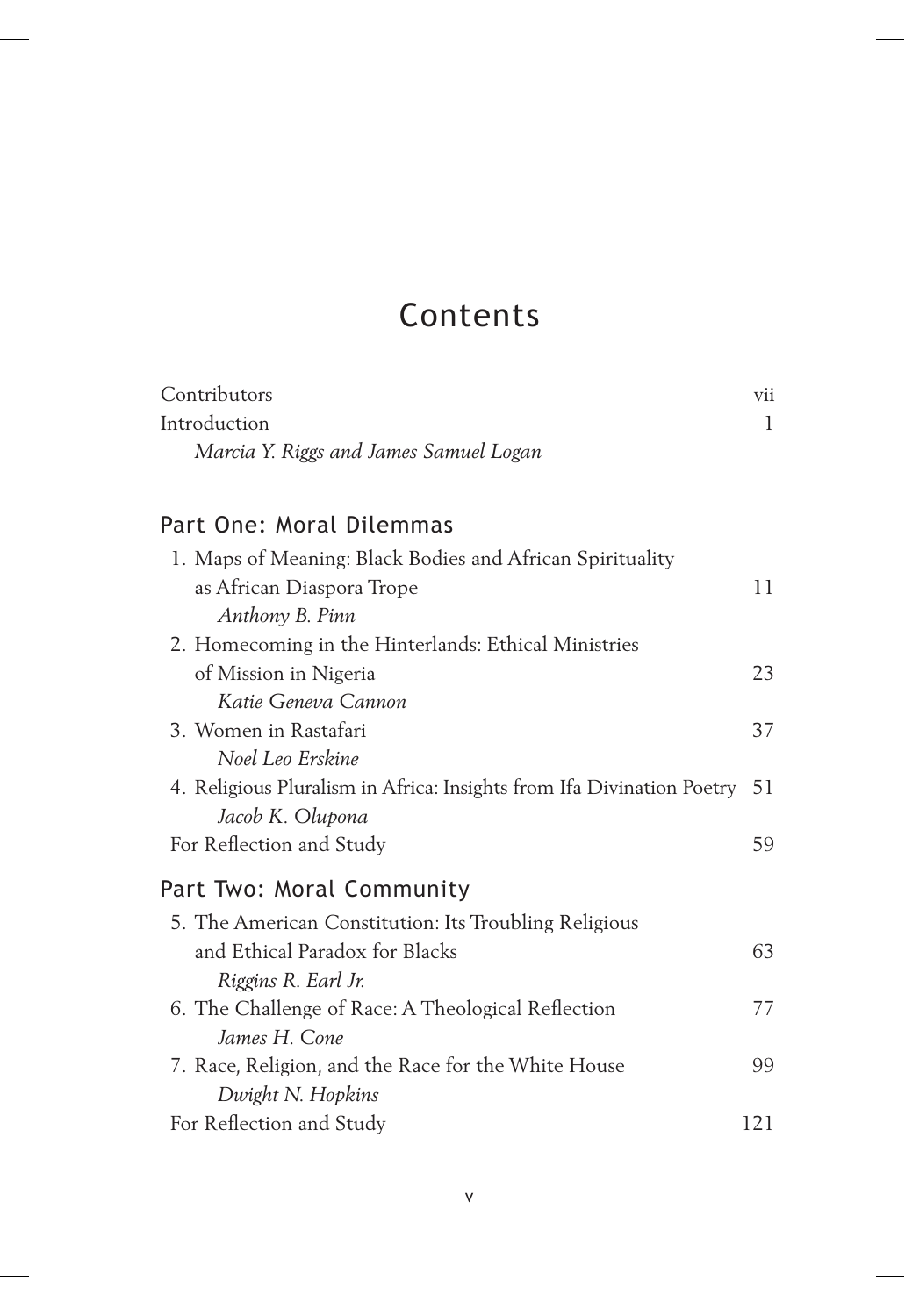# Contents

Contributors vii

Introduction 1

*Marcia Y. Riggs and James Samuel Logan*

## Part One: Moral Dilemmas

1. Maps of Meaning: Black Bodies and African Spirituality as African Diaspora Trope 11
   *Anthony B. Pinn*
2. Homecoming in the Hinterlands: Ethical Ministries of Mission in Nigeria 23
   *Katie Geneva Cannon*
3. Women in Rastafari 37
   *Noel Leo Erskine*
4. Religious Pluralism in Africa: Insights from Ifa Divination Poetry 51
   *Jacob K. Olupona*

For Reflection and Study 59

## Part Two: Moral Community

5. The American Constitution: Its Troubling Religious and Ethical Paradox for Blacks 63
   *Riggins R. Earl Jr.*
6. The Challenge of Race: A Theological Reflection 77
   *James H. Cone*
7. Race, Religion, and the Race for the White House 99
   *Dwight N. Hopkins*

For Reflection and Study 121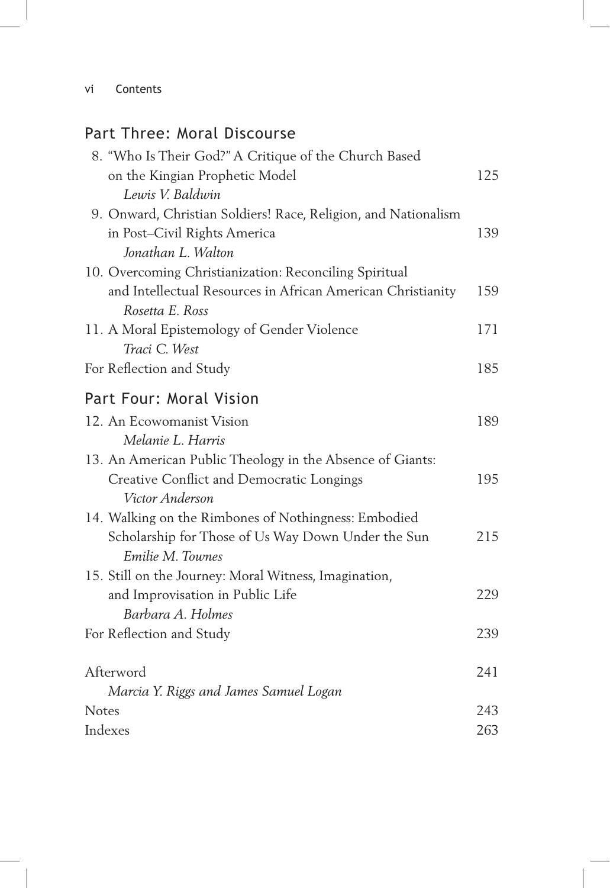## Part Three: Moral Discourse

8. "Who Is Their God?" A Critique of the Church Based on the Kingian Prophetic Model — 125
   *Lewis V. Baldwin*
9. Onward, Christian Soldiers! Race, Religion, and Nationalism in Post–Civil Rights America — 139
   *Jonathan L. Walton*
10. Overcoming Christianization: Reconciling Spiritual and Intellectual Resources in African American Christianity — 159
    *Rosetta E. Ross*
11. A Moral Epistemology of Gender Violence — 171
    *Traci C. West*

For Reflection and Study — 185

## Part Four: Moral Vision

12. An Ecowomanist Vision — 189
    *Melanie L. Harris*
13. An American Public Theology in the Absence of Giants: Creative Conflict and Democratic Longings — 195
    *Victor Anderson*
14. Walking on the Rimbones of Nothingness: Embodied Scholarship for Those of Us Way Down Under the Sun — 215
    *Emilie M. Townes*
15. Still on the Journey: Moral Witness, Imagination, and Improvisation in Public Life — 229
    *Barbara A. Holmes*

For Reflection and Study — 239

Afterword — 241
*Marcia Y. Riggs and James Samuel Logan*

Notes — 243

Indexes — 263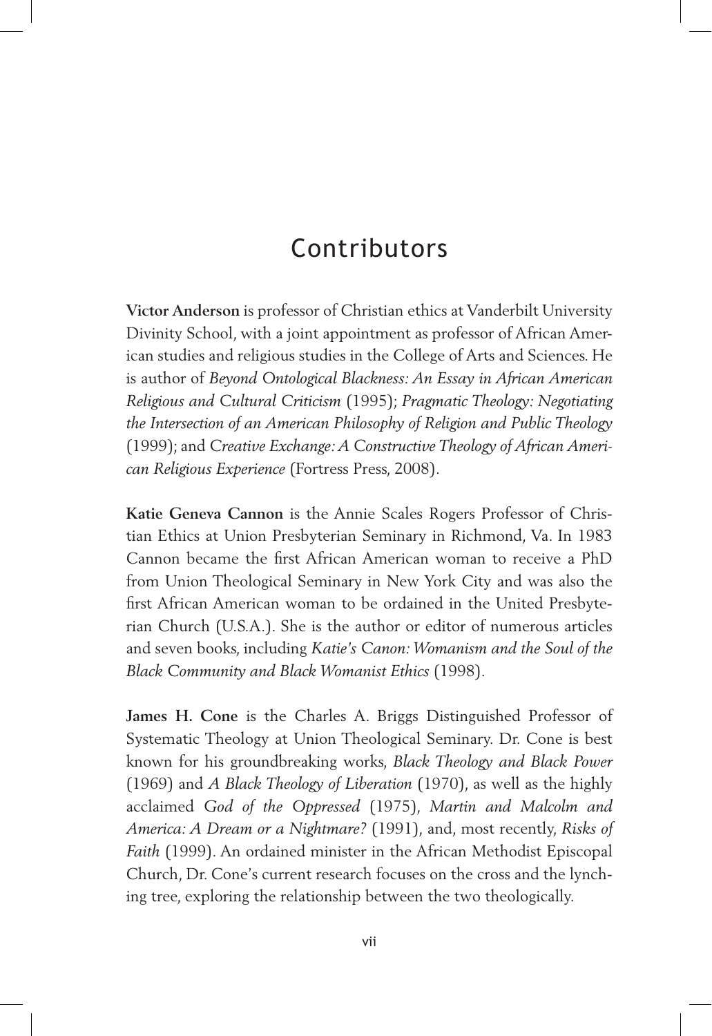# Contributors

**Victor Anderson** is professor of Christian ethics at Vanderbilt University Divinity School, with a joint appointment as professor of African American studies and religious studies in the College of Arts and Sciences. He is author of *Beyond Ontological Blackness: An Essay in African American Religious and Cultural Criticism* (1995); *Pragmatic Theology: Negotiating the Intersection of an American Philosophy of Religion and Public Theology* (1999); and *Creative Exchange: A Constructive Theology of African American Religious Experience* (Fortress Press, 2008).

**Katie Geneva Cannon** is the Annie Scales Rogers Professor of Christian Ethics at Union Presbyterian Seminary in Richmond, Va. In 1983 Cannon became the first African American woman to receive a PhD from Union Theological Seminary in New York City and was also the first African American woman to be ordained in the United Presbyterian Church (U.S.A.). She is the author or editor of numerous articles and seven books, including *Katie's Canon: Womanism and the Soul of the Black Community and Black Womanist Ethics* (1998).

**James H. Cone** is the Charles A. Briggs Distinguished Professor of Systematic Theology at Union Theological Seminary. Dr. Cone is best known for his groundbreaking works, *Black Theology and Black Power* (1969) and *A Black Theology of Liberation* (1970), as well as the highly acclaimed *God of the Oppressed* (1975), *Martin and Malcolm and America: A Dream or a Nightmare?* (1991), and, most recently, *Risks of Faith* (1999). An ordained minister in the African Methodist Episcopal Church, Dr. Cone's current research focuses on the cross and the lynching tree, exploring the relationship between the two theologically.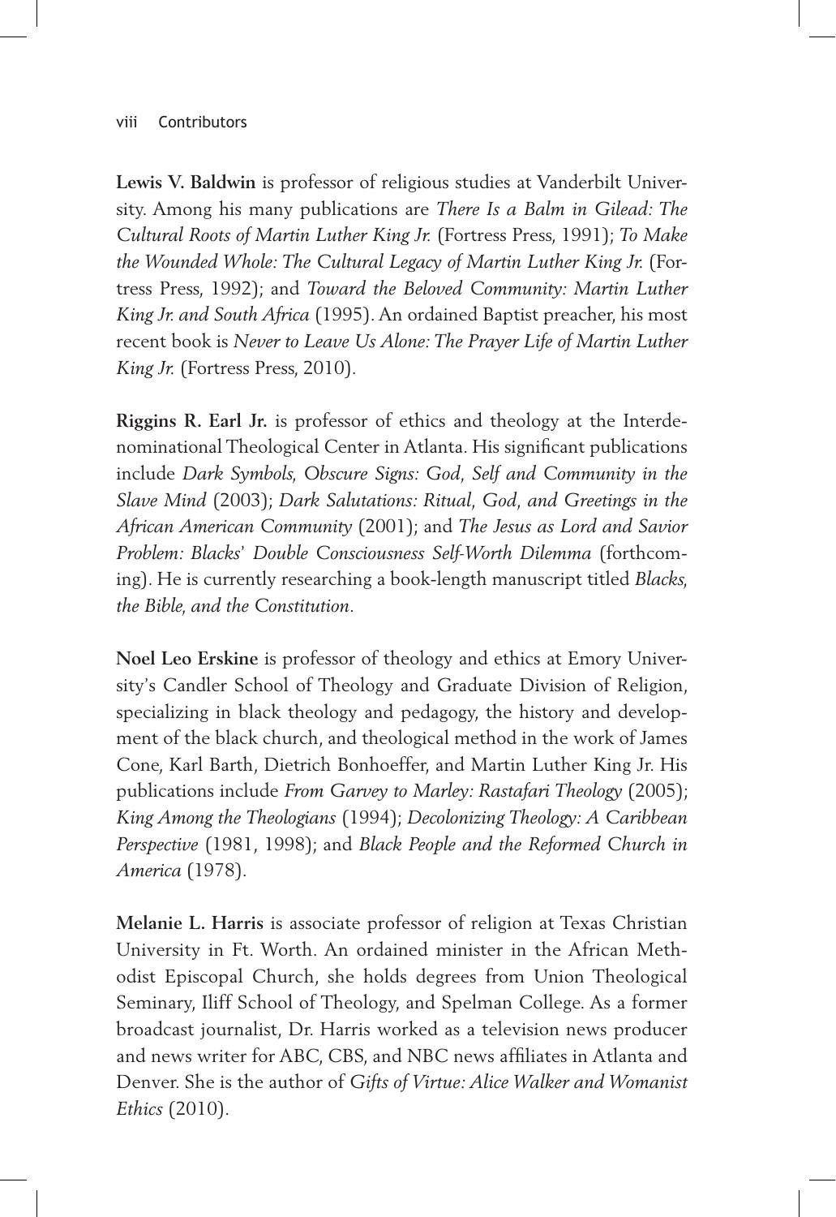**Lewis V. Baldwin** is professor of religious studies at Vanderbilt University. Among his many publications are *There Is a Balm in Gilead: The Cultural Roots of Martin Luther King Jr.* (Fortress Press, 1991); *To Make the Wounded Whole: The Cultural Legacy of Martin Luther King Jr.* (Fortress Press, 1992); and *Toward the Beloved Community: Martin Luther King Jr. and South Africa* (1995). An ordained Baptist preacher, his most recent book is *Never to Leave Us Alone: The Prayer Life of Martin Luther King Jr.* (Fortress Press, 2010).

**Riggins R. Earl Jr.** is professor of ethics and theology at the Interdenominational Theological Center in Atlanta. His significant publications include *Dark Symbols, Obscure Signs: God, Self and Community in the Slave Mind* (2003); *Dark Salutations: Ritual, God, and Greetings in the African American Community* (2001); and *The Jesus as Lord and Savior Problem: Blacks' Double Consciousness Self-Worth Dilemma* (forthcoming). He is currently researching a book-length manuscript titled *Blacks, the Bible, and the Constitution*.

**Noel Leo Erskine** is professor of theology and ethics at Emory University's Candler School of Theology and Graduate Division of Religion, specializing in black theology and pedagogy, the history and development of the black church, and theological method in the work of James Cone, Karl Barth, Dietrich Bonhoeffer, and Martin Luther King Jr. His publications include *From Garvey to Marley: Rastafari Theology* (2005); *King Among the Theologians* (1994); *Decolonizing Theology: A Caribbean Perspective* (1981, 1998); and *Black People and the Reformed Church in America* (1978).

**Melanie L. Harris** is associate professor of religion at Texas Christian University in Ft. Worth. An ordained minister in the African Methodist Episcopal Church, she holds degrees from Union Theological Seminary, Iliff School of Theology, and Spelman College. As a former broadcast journalist, Dr. Harris worked as a television news producer and news writer for ABC, CBS, and NBC news affiliates in Atlanta and Denver. She is the author of *Gifts of Virtue: Alice Walker and Womanist Ethics* (2010).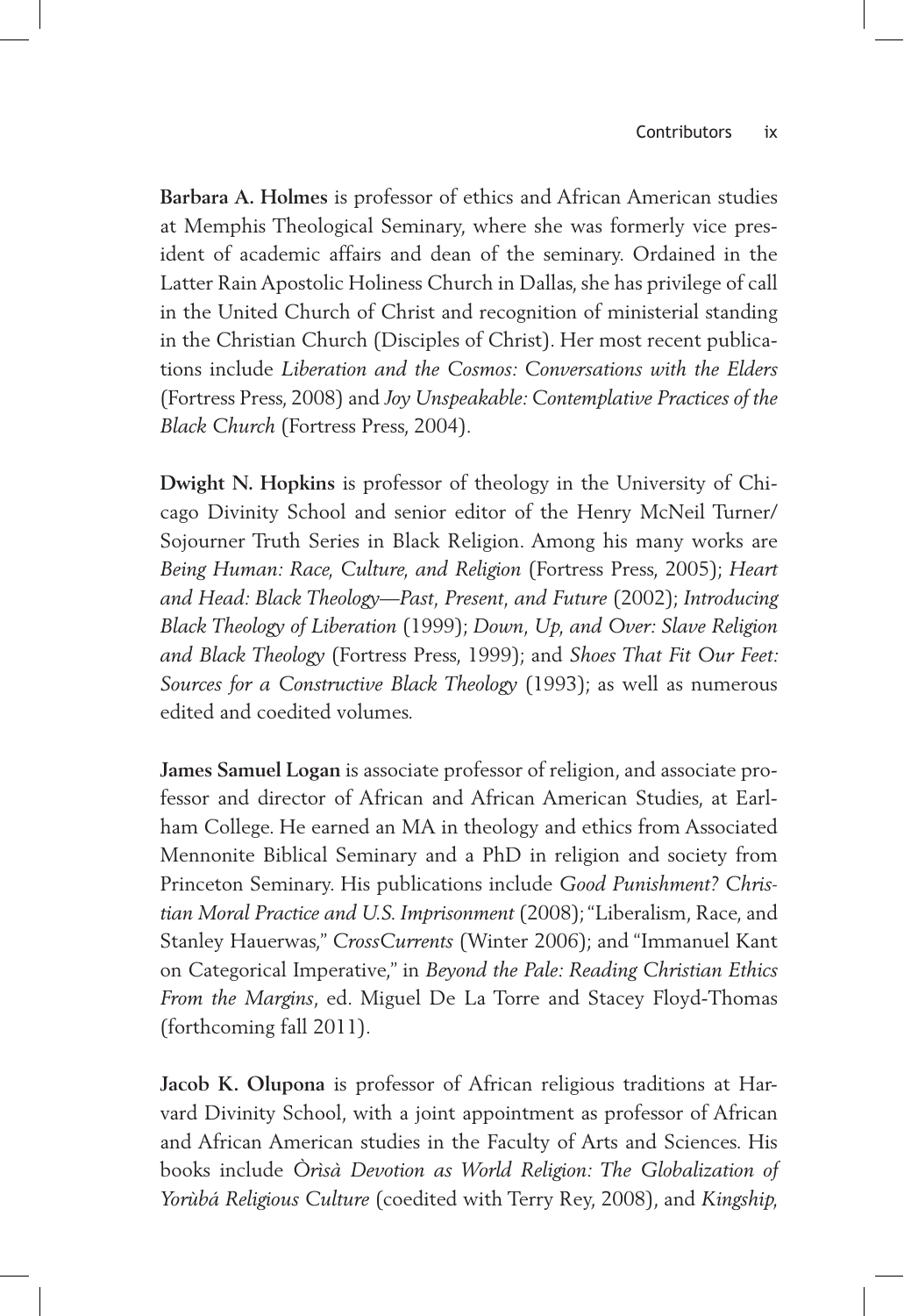**Barbara A. Holmes** is professor of ethics and African American studies at Memphis Theological Seminary, where she was formerly vice president of academic affairs and dean of the seminary. Ordained in the Latter Rain Apostolic Holiness Church in Dallas, she has privilege of call in the United Church of Christ and recognition of ministerial standing in the Christian Church (Disciples of Christ). Her most recent publications include *Liberation and the Cosmos: Conversations with the Elders* (Fortress Press, 2008) and *Joy Unspeakable: Contemplative Practices of the Black Church* (Fortress Press, 2004).

**Dwight N. Hopkins** is professor of theology in the University of Chicago Divinity School and senior editor of the Henry McNeil Turner/Sojourner Truth Series in Black Religion. Among his many works are *Being Human: Race, Culture, and Religion* (Fortress Press, 2005); *Heart and Head: Black Theology—Past, Present, and Future* (2002); *Introducing Black Theology of Liberation* (1999); *Down, Up, and Over: Slave Religion and Black Theology* (Fortress Press, 1999); and *Shoes That Fit Our Feet: Sources for a Constructive Black Theology* (1993); as well as numerous edited and coedited volumes.

**James Samuel Logan** is associate professor of religion, and associate professor and director of African and African American Studies, at Earlham College. He earned an MA in theology and ethics from Associated Mennonite Biblical Seminary and a PhD in religion and society from Princeton Seminary. His publications include *Good Punishment? Christian Moral Practice and U.S. Imprisonment* (2008); "Liberalism, Race, and Stanley Hauerwas," *CrossCurrents* (Winter 2006); and "Immanuel Kant on Categorical Imperative," in *Beyond the Pale: Reading Christian Ethics From the Margins*, ed. Miguel De La Torre and Stacey Floyd-Thomas (forthcoming fall 2011).

**Jacob K. Olupona** is professor of African religious traditions at Harvard Divinity School, with a joint appointment as professor of African and African American studies in the Faculty of Arts and Sciences. His books include *Òrìsà Devotion as World Religion: The Globalization of Yorùbá Religious Culture* (coedited with Terry Rey, 2008), and *Kingship,*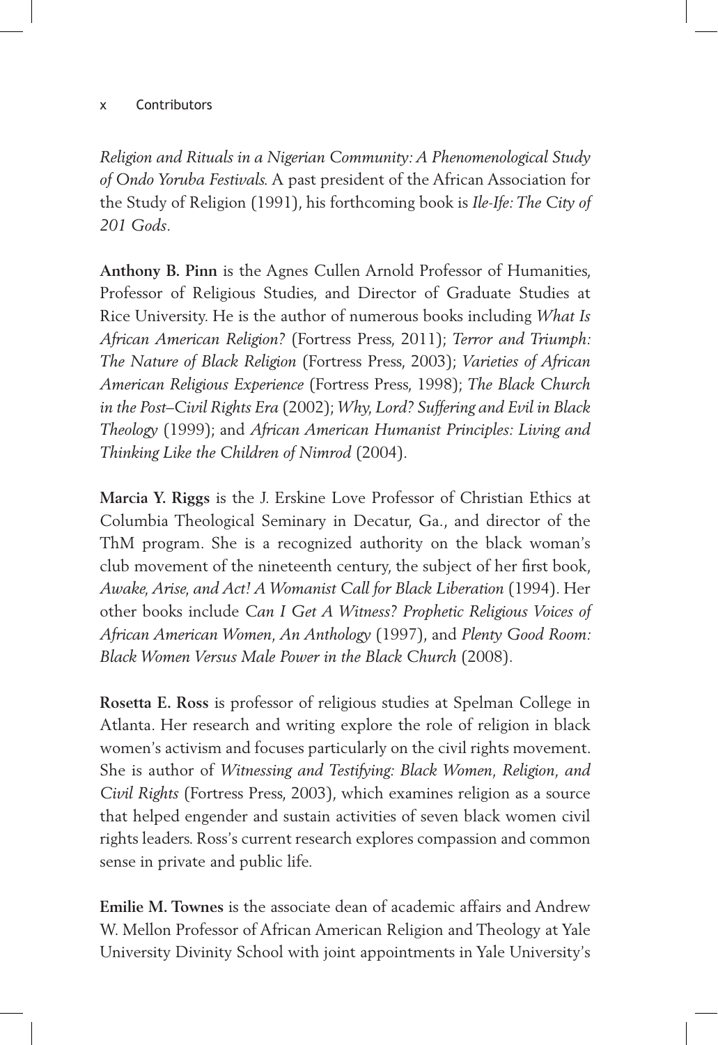*Religion and Rituals in a Nigerian Community: A Phenomenological Study of Ondo Yoruba Festivals.* A past president of the African Association for the Study of Religion (1991), his forthcoming book is *Ile-Ife: The City of 201 Gods*.

**Anthony B. Pinn** is the Agnes Cullen Arnold Professor of Humanities, Professor of Religious Studies, and Director of Graduate Studies at Rice University. He is the author of numerous books including *What Is African American Religion?* (Fortress Press, 2011); *Terror and Triumph: The Nature of Black Religion* (Fortress Press, 2003); *Varieties of African American Religious Experience* (Fortress Press, 1998); *The Black Church in the Post–Civil Rights Era* (2002); *Why, Lord? Suffering and Evil in Black Theology* (1999); and *African American Humanist Principles: Living and Thinking Like the Children of Nimrod* (2004).

**Marcia Y. Riggs** is the J. Erskine Love Professor of Christian Ethics at Columbia Theological Seminary in Decatur, Ga., and director of the ThM program. She is a recognized authority on the black woman's club movement of the nineteenth century, the subject of her first book, *Awake, Arise, and Act! A Womanist Call for Black Liberation* (1994). Her other books include *Can I Get A Witness? Prophetic Religious Voices of African American Women, An Anthology* (1997), and *Plenty Good Room: Black Women Versus Male Power in the Black Church* (2008).

**Rosetta E. Ross** is professor of religious studies at Spelman College in Atlanta. Her research and writing explore the role of religion in black women's activism and focuses particularly on the civil rights movement. She is author of *Witnessing and Testifying: Black Women, Religion, and Civil Rights* (Fortress Press, 2003), which examines religion as a source that helped engender and sustain activities of seven black women civil rights leaders. Ross's current research explores compassion and common sense in private and public life.

**Emilie M. Townes** is the associate dean of academic affairs and Andrew W. Mellon Professor of African American Religion and Theology at Yale University Divinity School with joint appointments in Yale University's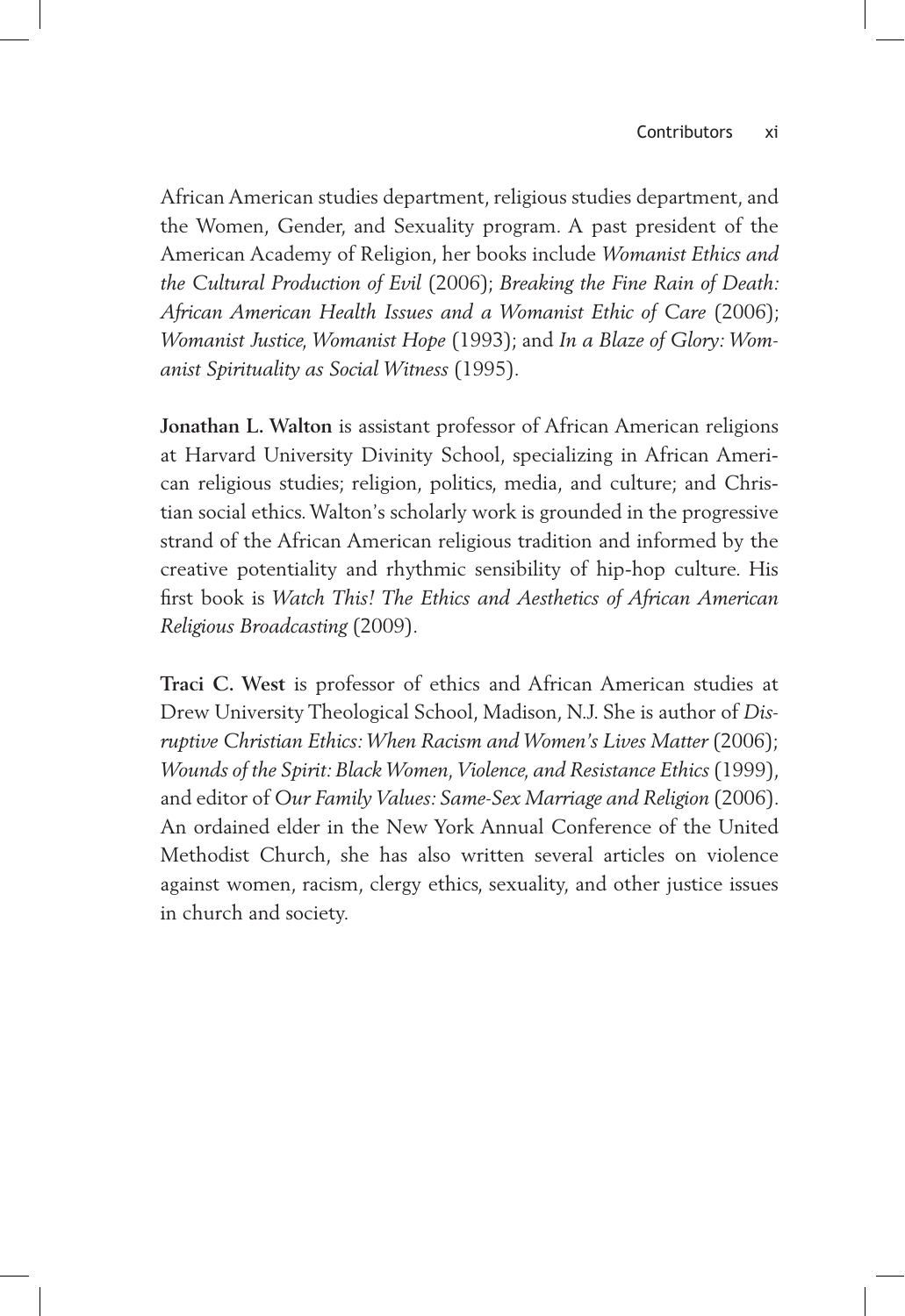African American studies department, religious studies department, and the Women, Gender, and Sexuality program. A past president of the American Academy of Religion, her books include *Womanist Ethics and the Cultural Production of Evil* (2006); *Breaking the Fine Rain of Death: African American Health Issues and a Womanist Ethic of Care* (2006); *Womanist Justice, Womanist Hope* (1993); and *In a Blaze of Glory: Womanist Spirituality as Social Witness* (1995).

**Jonathan L. Walton** is assistant professor of African American religions at Harvard University Divinity School, specializing in African American religious studies; religion, politics, media, and culture; and Christian social ethics. Walton's scholarly work is grounded in the progressive strand of the African American religious tradition and informed by the creative potentiality and rhythmic sensibility of hip-hop culture. His first book is *Watch This! The Ethics and Aesthetics of African American Religious Broadcasting* (2009).

**Traci C. West** is professor of ethics and African American studies at Drew University Theological School, Madison, N.J. She is author of *Disruptive Christian Ethics: When Racism and Women's Lives Matter* (2006); *Wounds of the Spirit: Black Women, Violence, and Resistance Ethics* (1999), and editor of *Our Family Values: Same-Sex Marriage and Religion* (2006). An ordained elder in the New York Annual Conference of the United Methodist Church, she has also written several articles on violence against women, racism, clergy ethics, sexuality, and other justice issues in church and society.